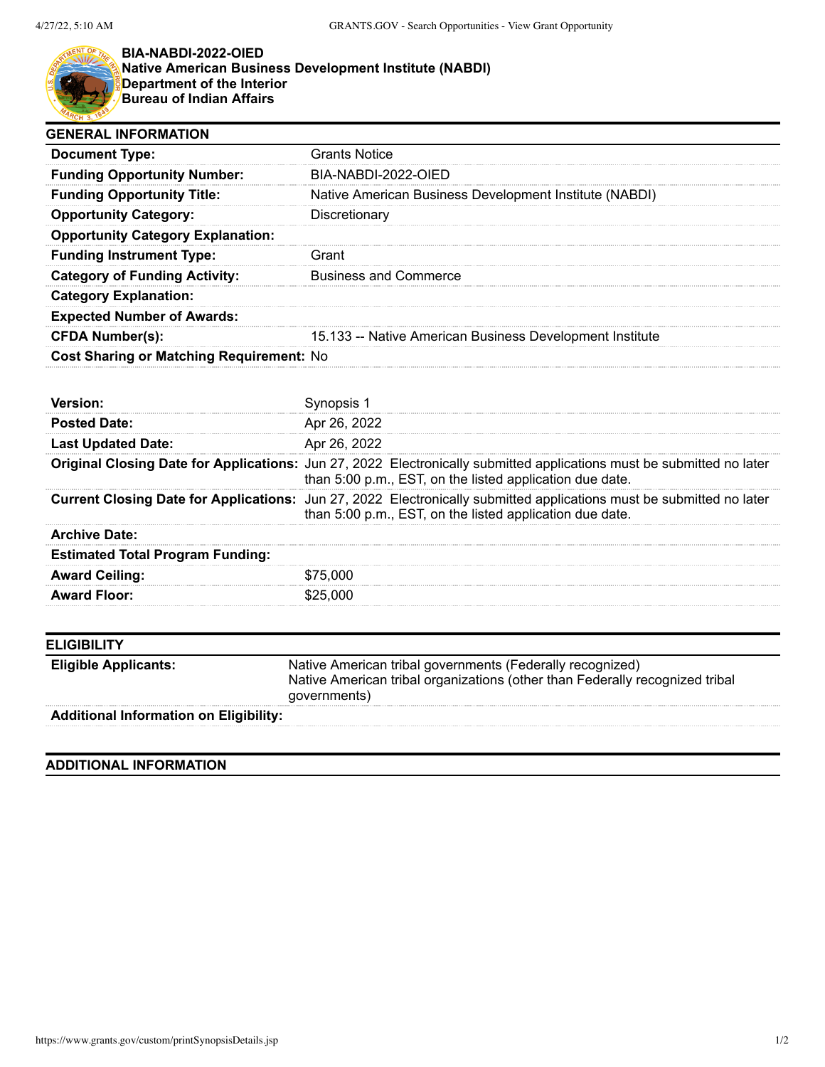**BIA-NABDI-2022-OIED**
**Native American Business Development Institute (NABDI)**
**Department of the Interior**
**Bureau of Indian Affairs**

## GENERAL INFORMATION

| | |
|---|---|
| **Document Type:** | Grants Notice |
| **Funding Opportunity Number:** | BIA-NABDI-2022-OIED |
| **Funding Opportunity Title:** | Native American Business Development Institute (NABDI) |
| **Opportunity Category:** | Discretionary |
| **Opportunity Category Explanation:** | |
| **Funding Instrument Type:** | Grant |
| **Category of Funding Activity:** | Business and Commerce |
| **Category Explanation:** | |
| **Expected Number of Awards:** | |
| **CFDA Number(s):** | 15.133 -- Native American Business Development Institute |
| **Cost Sharing or Matching Requirement:** | No |

| | |
|---|---|
| **Version:** | Synopsis 1 |
| **Posted Date:** | Apr 26, 2022 |
| **Last Updated Date:** | Apr 26, 2022 |
| **Original Closing Date for Applications:** | Jun 27, 2022 Electronically submitted applications must be submitted no later than 5:00 p.m., EST, on the listed application due date. |
| **Current Closing Date for Applications:** | Jun 27, 2022 Electronically submitted applications must be submitted no later than 5:00 p.m., EST, on the listed application due date. |
| **Archive Date:** | |
| **Estimated Total Program Funding:** | |
| **Award Ceiling:** | $75,000 |
| **Award Floor:** | $25,000 |

## ELIGIBILITY

| | |
|---|---|
| **Eligible Applicants:** | Native American tribal governments (Federally recognized)<br>Native American tribal organizations (other than Federally recognized tribal governments) |
| **Additional Information on Eligibility:** | |

## ADDITIONAL INFORMATION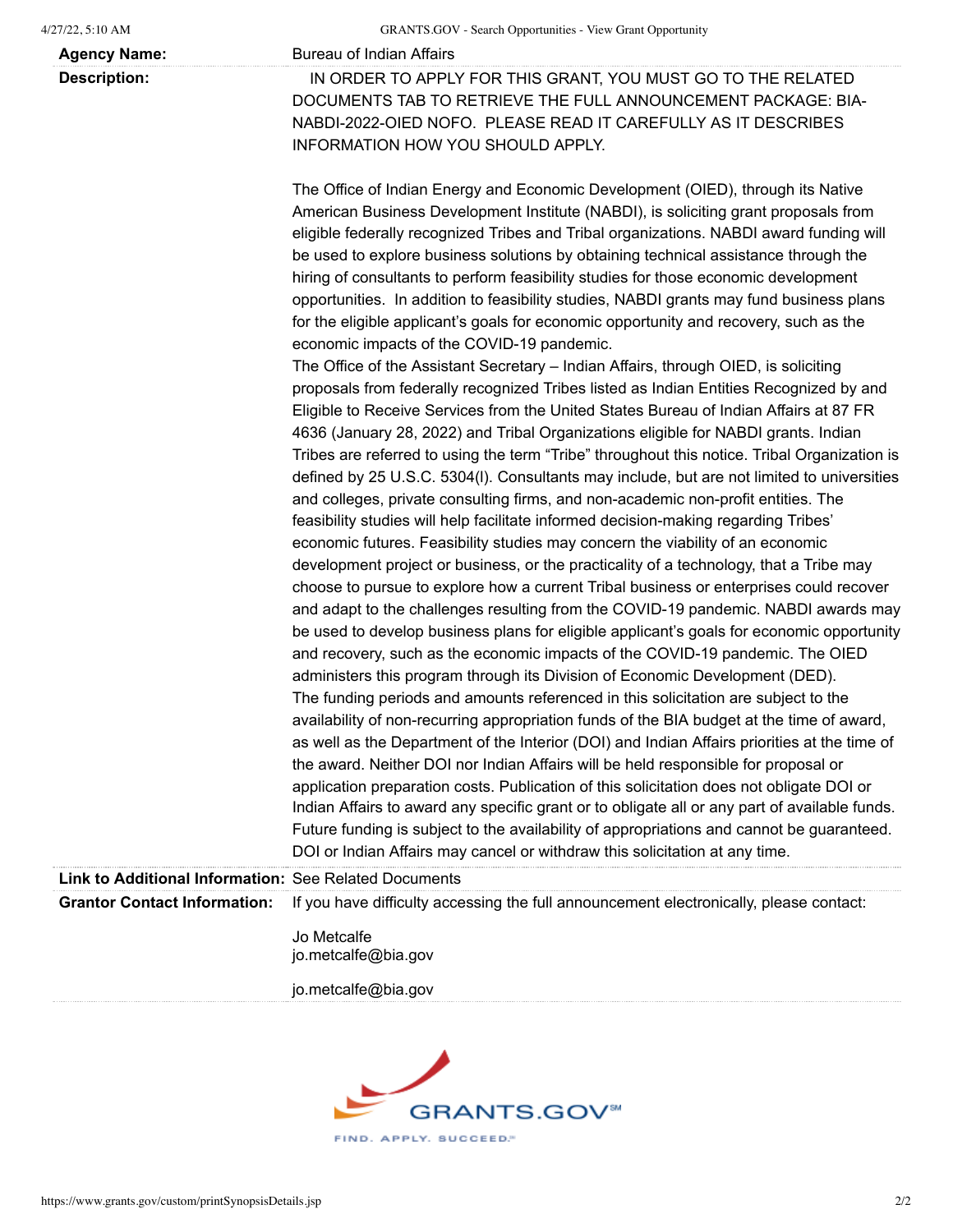| | |
|---|---|
| **Agency Name:** | Bureau of Indian Affairs |
| **Description:** | IN ORDER TO APPLY FOR THIS GRANT, YOU MUST GO TO THE RELATED DOCUMENTS TAB TO RETRIEVE THE FULL ANNOUNCEMENT PACKAGE: BIA-NABDI-2022-OIED NOFO. PLEASE READ IT CAREFULLY AS IT DESCRIBES INFORMATION HOW YOU SHOULD APPLY.<br><br>The Office of Indian Energy and Economic Development (OIED), through its Native American Business Development Institute (NABDI), is soliciting grant proposals from eligible federally recognized Tribes and Tribal organizations. NABDI award funding will be used to explore business solutions by obtaining technical assistance through the hiring of consultants to perform feasibility studies for those economic development opportunities. In addition to feasibility studies, NABDI grants may fund business plans for the eligible applicant's goals for economic opportunity and recovery, such as the economic impacts of the COVID-19 pandemic.<br>The Office of the Assistant Secretary – Indian Affairs, through OIED, is soliciting proposals from federally recognized Tribes listed as Indian Entities Recognized by and Eligible to Receive Services from the United States Bureau of Indian Affairs at 87 FR 4636 (January 28, 2022) and Tribal Organizations eligible for NABDI grants. Indian Tribes are referred to using the term "Tribe" throughout this notice. Tribal Organization is defined by 25 U.S.C. 5304(l). Consultants may include, but are not limited to universities and colleges, private consulting firms, and non-academic non-profit entities. The feasibility studies will help facilitate informed decision-making regarding Tribes' economic futures. Feasibility studies may concern the viability of an economic development project or business, or the practicality of a technology, that a Tribe may choose to pursue to explore how a current Tribal business or enterprises could recover and adapt to the challenges resulting from the COVID-19 pandemic. NABDI awards may be used to develop business plans for eligible applicant's goals for economic opportunity and recovery, such as the economic impacts of the COVID-19 pandemic. The OIED administers this program through its Division of Economic Development (DED).<br>The funding periods and amounts referenced in this solicitation are subject to the availability of non-recurring appropriation funds of the BIA budget at the time of award, as well as the Department of the Interior (DOI) and Indian Affairs priorities at the time of the award. Neither DOI nor Indian Affairs will be held responsible for proposal or application preparation costs. Publication of this solicitation does not obligate DOI or Indian Affairs to award any specific grant or to obligate all or any part of available funds. Future funding is subject to the availability of appropriations and cannot be guaranteed. DOI or Indian Affairs may cancel or withdraw this solicitation at any time. |
| **Link to Additional Information:** | See Related Documents |
| **Grantor Contact Information:** | If you have difficulty accessing the full announcement electronically, please contact:<br><br>Jo Metcalfe<br>jo.metcalfe@bia.gov<br><br>jo.metcalfe@bia.gov |

GRANTS.GOV℠
FIND. APPLY. SUCCEED.℠